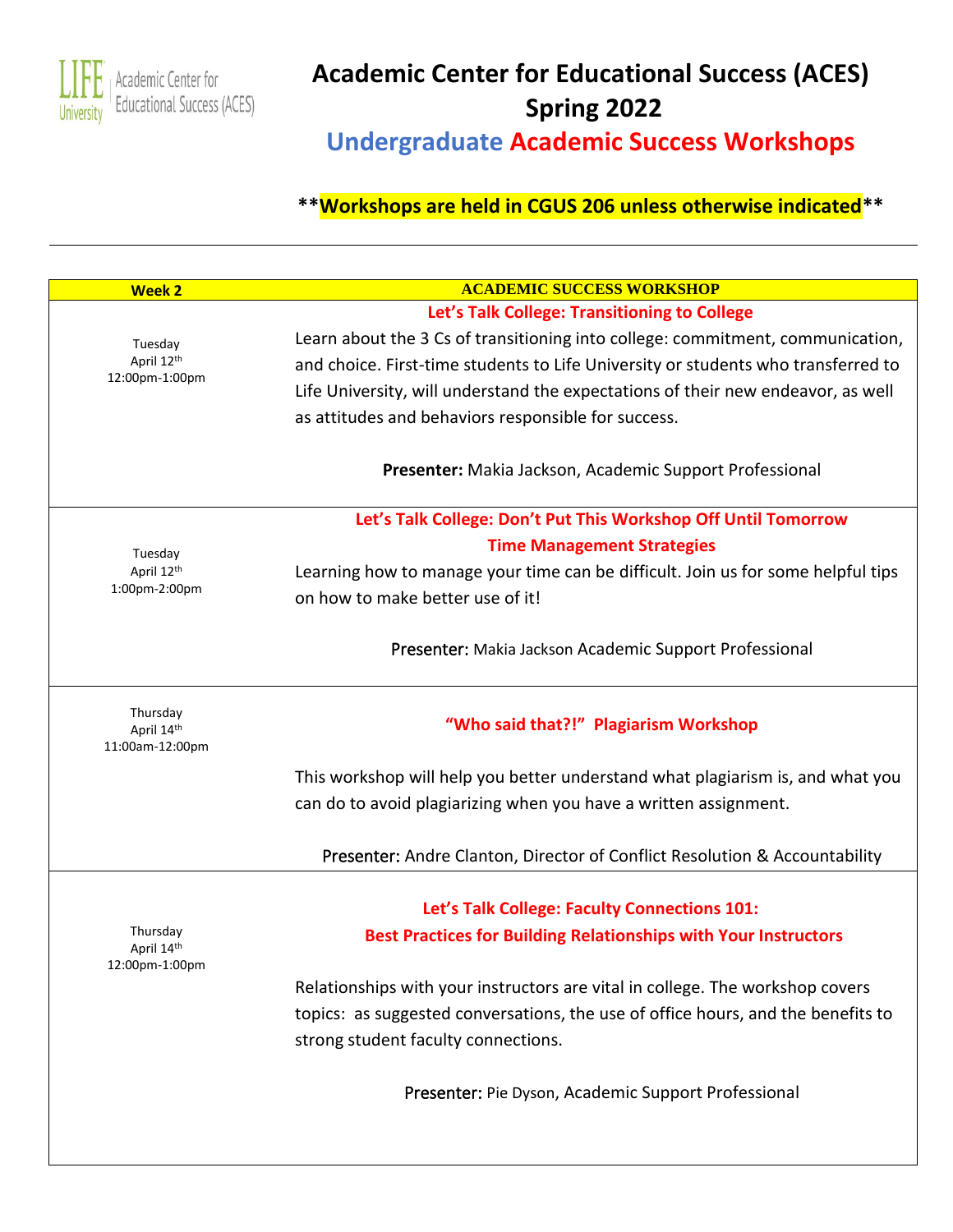# Academic Center for Educational Success (ACES) Spring 2022

## Undergraduate Academic Success Workshops

**\*\*Workshops are held in CGUS 206 unless otherwise indicated\*\***

| Week 2 | ACADEMIC SUCCESS WORKSHOP |
|---|---|
| Tuesday April 12th 12:00pm-1:00pm | **Let's Talk College: Transitioning to College**<br>Learn about the 3 Cs of transitioning into college: commitment, communication, and choice. First-time students to Life University or students who transferred to Life University, will understand the expectations of their new endeavor, as well as attitudes and behaviors responsible for success.<br><br>**Presenter:** Makia Jackson, Academic Support Professional |
| Tuesday April 12th 1:00pm-2:00pm | **Let's Talk College: Don't Put This Workshop Off Until Tomorrow Time Management Strategies**<br>Learning how to manage your time can be difficult. Join us for some helpful tips on how to make better use of it!<br><br>Presenter: Makia Jackson Academic Support Professional |
| Thursday April 14th 11:00am-12:00pm | **"Who said that?!" Plagiarism Workshop**<br>This workshop will help you better understand what plagiarism is, and what you can do to avoid plagiarizing when you have a written assignment.<br><br>Presenter: Andre Clanton, Director of Conflict Resolution & Accountability |
| Thursday April 14th 12:00pm-1:00pm | **Let's Talk College: Faculty Connections 101: Best Practices for Building Relationships with Your Instructors**<br>Relationships with your instructors are vital in college. The workshop covers topics: as suggested conversations, the use of office hours, and the benefits to strong student faculty connections.<br><br>Presenter: Pie Dyson, Academic Support Professional |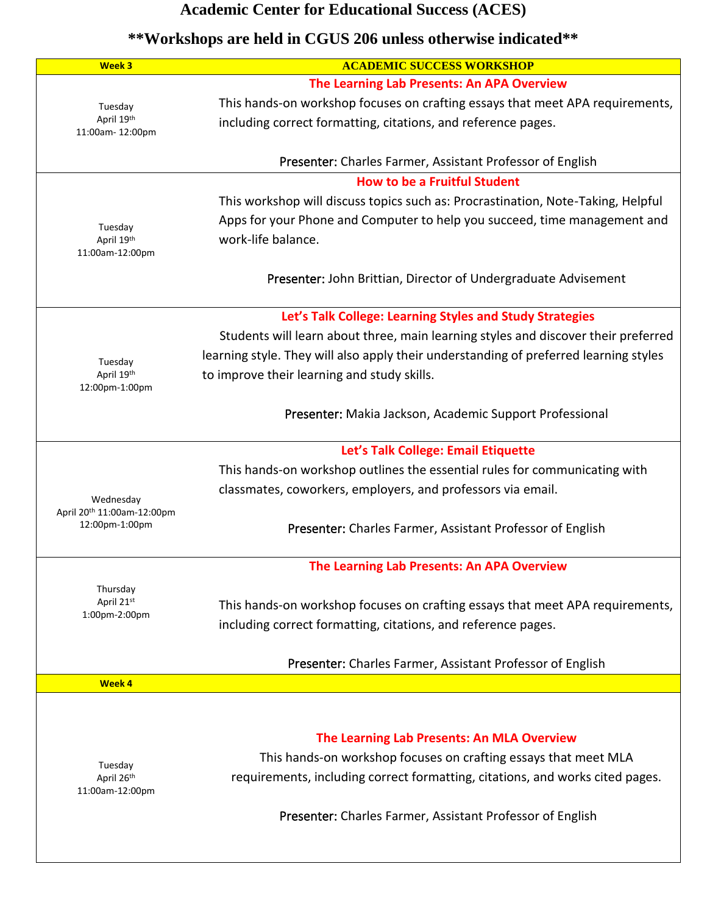# Academic Center for Educational Success (ACES)

## **Workshops are held in CGUS 206 unless otherwise indicated**

| Week 3 | ACADEMIC SUCCESS WORKSHOP |
|---|---|
| Tuesday<br>April 19th<br>11:00am- 12:00pm | **The Learning Lab Presents: An APA Overview**<br>This hands-on workshop focuses on crafting essays that meet APA requirements, including correct formatting, citations, and reference pages.<br><br>Presenter: Charles Farmer, Assistant Professor of English |
| Tuesday<br>April 19th<br>11:00am-12:00pm | **How to be a Fruitful Student**<br>This workshop will discuss topics such as: Procrastination, Note-Taking, Helpful Apps for your Phone and Computer to help you succeed, time management and work-life balance.<br><br>Presenter: John Brittian, Director of Undergraduate Advisement |
| Tuesday<br>April 19th<br>12:00pm-1:00pm | **Let's Talk College: Learning Styles and Study Strategies**<br>Students will learn about three, main learning styles and discover their preferred learning style. They will also apply their understanding of preferred learning styles to improve their learning and study skills.<br><br>Presenter: Makia Jackson, Academic Support Professional |
| Wednesday<br>April 20th 11:00am-12:00pm<br>12:00pm-1:00pm | **Let's Talk College: Email Etiquette**<br>This hands-on workshop outlines the essential rules for communicating with classmates, coworkers, employers, and professors via email.<br><br>Presenter: Charles Farmer, Assistant Professor of English |
| Thursday<br>April 21st<br>1:00pm-2:00pm | **The Learning Lab Presents: An APA Overview**<br>This hands-on workshop focuses on crafting essays that meet APA requirements, including correct formatting, citations, and reference pages.<br><br>Presenter: Charles Farmer, Assistant Professor of English |
| **Week 4** | |
| Tuesday<br>April 26th<br>11:00am-12:00pm | **The Learning Lab Presents: An MLA Overview**<br>This hands-on workshop focuses on crafting essays that meet MLA requirements, including correct formatting, citations, and works cited pages.<br><br>Presenter: Charles Farmer, Assistant Professor of English |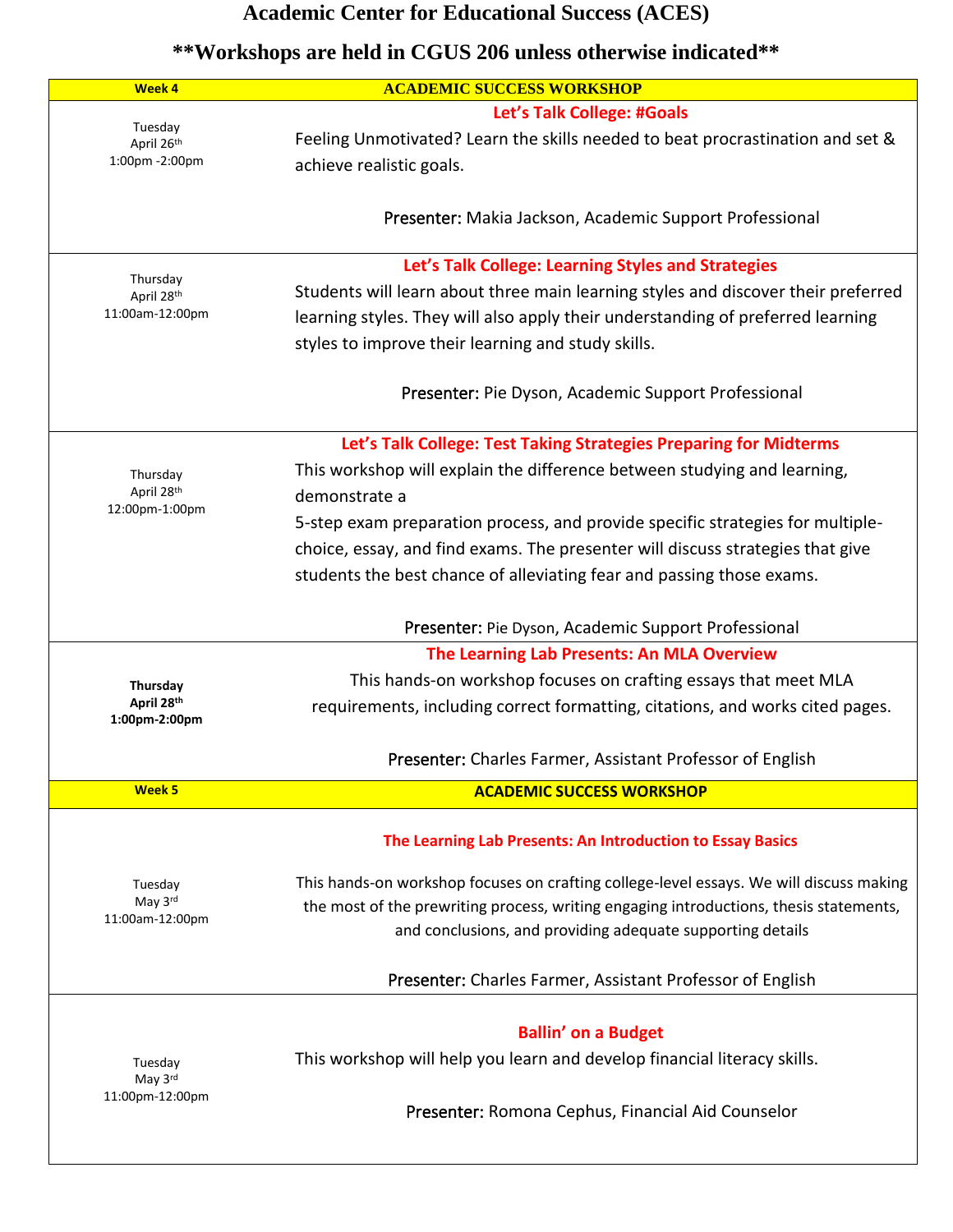# Academic Center for Educational Success (ACES)

## **Workshops are held in CGUS 206 unless otherwise indicated**

| Week 4 | ACADEMIC SUCCESS WORKSHOP |
|---|---|
| Tuesday<br>April 26th<br>1:00pm -2:00pm | **Let's Talk College: #Goals**<br>Feeling Unmotivated? Learn the skills needed to beat procrastination and set & achieve realistic goals.<br><br>Presenter: Makia Jackson, Academic Support Professional |
| Thursday<br>April 28th<br>11:00am-12:00pm | **Let's Talk College: Learning Styles and Strategies**<br>Students will learn about three main learning styles and discover their preferred learning styles. They will also apply their understanding of preferred learning styles to improve their learning and study skills.<br><br>Presenter: Pie Dyson, Academic Support Professional |
| Thursday<br>April 28th<br>12:00pm-1:00pm | **Let's Talk College: Test Taking Strategies Preparing for Midterms**<br>This workshop will explain the difference between studying and learning, demonstrate a<br>5-step exam preparation process, and provide specific strategies for multiple-choice, essay, and find exams. The presenter will discuss strategies that give students the best chance of alleviating fear and passing those exams.<br><br>Presenter: Pie Dyson, Academic Support Professional |
| **Thursday<br>April 28th<br>1:00pm-2:00pm** | **The Learning Lab Presents: An MLA Overview**<br>This hands-on workshop focuses on crafting essays that meet MLA requirements, including correct formatting, citations, and works cited pages.<br><br>Presenter: Charles Farmer, Assistant Professor of English |
| **Week 5** | **ACADEMIC SUCCESS WORKSHOP** |
| Tuesday<br>May 3rd<br>11:00am-12:00pm | **The Learning Lab Presents: An Introduction to Essay Basics**<br>This hands-on workshop focuses on crafting college-level essays. We will discuss making the most of the prewriting process, writing engaging introductions, thesis statements, and conclusions, and providing adequate supporting details<br><br>Presenter: Charles Farmer, Assistant Professor of English |
| Tuesday<br>May 3rd<br>11:00pm-12:00pm | **Ballin' on a Budget**<br>This workshop will help you learn and develop financial literacy skills.<br><br>Presenter: Romona Cephus, Financial Aid Counselor |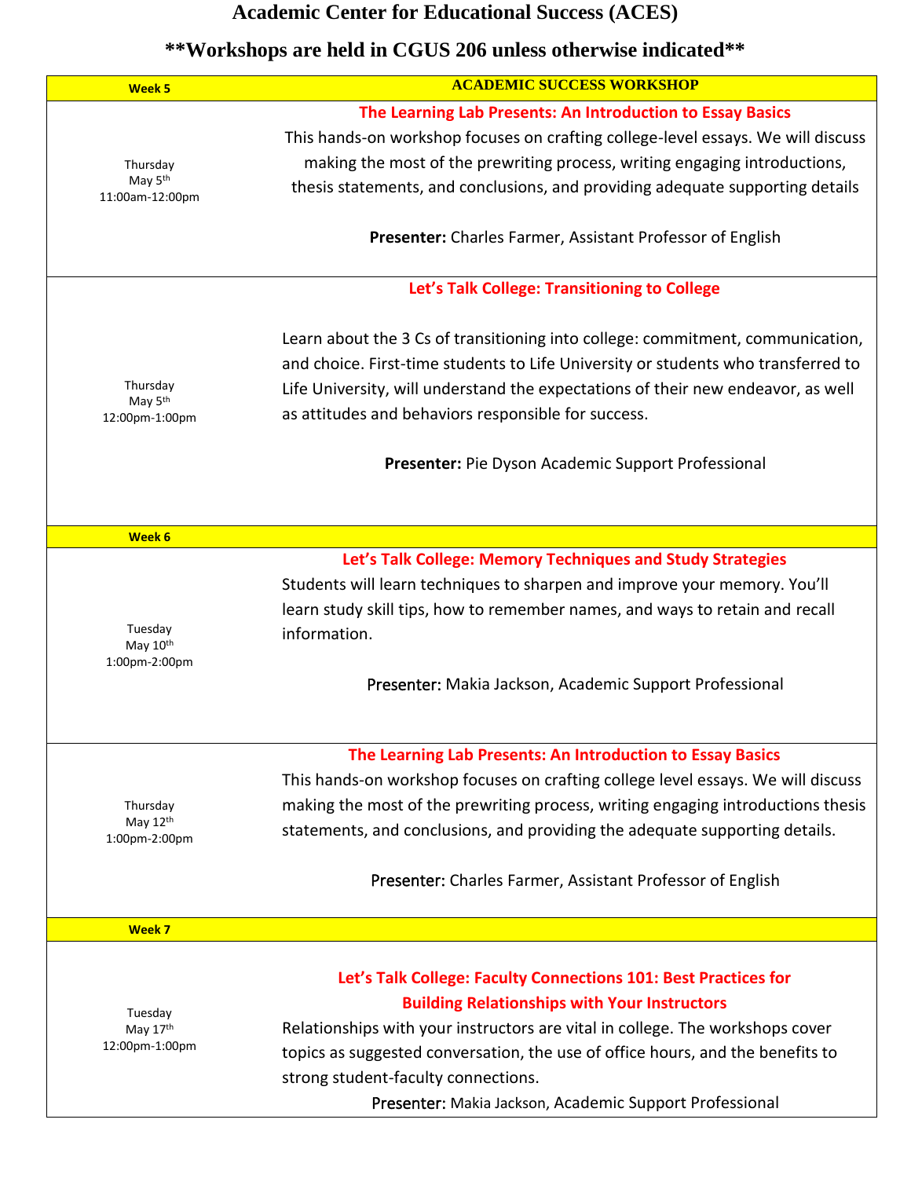# Academic Center for Educational Success (ACES)

## **Workshops are held in CGUS 206 unless otherwise indicated**

| Week 5 | ACADEMIC SUCCESS WORKSHOP |
|---|---|
| Thursday May 5th 11:00am-12:00pm | **The Learning Lab Presents: An Introduction to Essay Basics**<br>This hands-on workshop focuses on crafting college-level essays. We will discuss making the most of the prewriting process, writing engaging introductions, thesis statements, and conclusions, and providing adequate supporting details<br><br>**Presenter:** Charles Farmer, Assistant Professor of English |
| Thursday May 5th 12:00pm-1:00pm | **Let's Talk College: Transitioning to College**<br><br>Learn about the 3 Cs of transitioning into college: commitment, communication, and choice. First-time students to Life University or students who transferred to Life University, will understand the expectations of their new endeavor, as well as attitudes and behaviors responsible for success.<br><br>**Presenter:** Pie Dyson Academic Support Professional |
| **Week 6** | |
| Tuesday May 10th 1:00pm-2:00pm | **Let's Talk College: Memory Techniques and Study Strategies**<br>Students will learn techniques to sharpen and improve your memory. You'll learn study skill tips, how to remember names, and ways to retain and recall information.<br><br>Presenter: Makia Jackson, Academic Support Professional |
| Thursday May 12th 1:00pm-2:00pm | **The Learning Lab Presents: An Introduction to Essay Basics**<br>This hands-on workshop focuses on crafting college level essays. We will discuss making the most of the prewriting process, writing engaging introductions thesis statements, and conclusions, and providing the adequate supporting details.<br><br>Presenter: Charles Farmer, Assistant Professor of English |
| **Week 7** | |
| Tuesday May 17th 12:00pm-1:00pm | **Let's Talk College: Faculty Connections 101: Best Practices for Building Relationships with Your Instructors**<br>Relationships with your instructors are vital in college. The workshops cover topics as suggested conversation, the use of office hours, and the benefits to strong student-faculty connections.<br>Presenter: Makia Jackson, Academic Support Professional |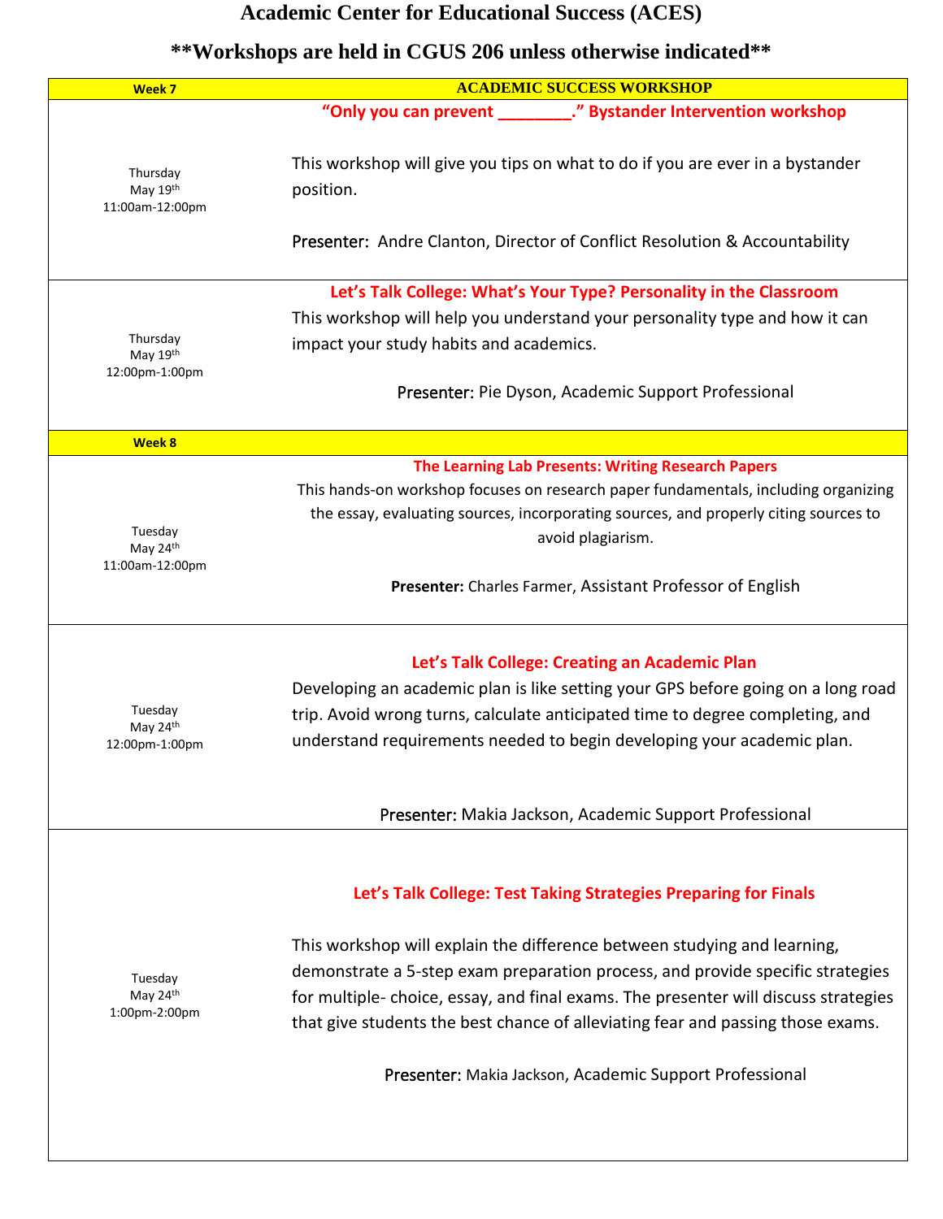# Academic Center for Educational Success (ACES)

## **Workshops are held in CGUS 206 unless otherwise indicated**

| Week 7 | ACADEMIC SUCCESS WORKSHOP |
|---|---|
| Thursday May 19th 11:00am-12:00pm | **"Only you can prevent ________." Bystander Intervention workshop**<br><br>This workshop will give you tips on what to do if you are ever in a bystander position.<br><br>Presenter: Andre Clanton, Director of Conflict Resolution & Accountability |
| Thursday May 19th 12:00pm-1:00pm | **Let's Talk College: What's Your Type? Personality in the Classroom**<br><br>This workshop will help you understand your personality type and how it can impact your study habits and academics.<br><br>Presenter: Pie Dyson, Academic Support Professional |
| **Week 8** | |
| Tuesday May 24th 11:00am-12:00pm | **The Learning Lab Presents: Writing Research Papers**<br><br>This hands-on workshop focuses on research paper fundamentals, including organizing the essay, evaluating sources, incorporating sources, and properly citing sources to avoid plagiarism.<br><br>**Presenter:** Charles Farmer, Assistant Professor of English |
| Tuesday May 24th 12:00pm-1:00pm | **Let's Talk College: Creating an Academic Plan**<br><br>Developing an academic plan is like setting your GPS before going on a long road trip. Avoid wrong turns, calculate anticipated time to degree completing, and understand requirements needed to begin developing your academic plan.<br><br>Presenter: Makia Jackson, Academic Support Professional |
| Tuesday May 24th 1:00pm-2:00pm | **Let's Talk College: Test Taking Strategies Preparing for Finals**<br><br>This workshop will explain the difference between studying and learning, demonstrate a 5-step exam preparation process, and provide specific strategies for multiple- choice, essay, and final exams. The presenter will discuss strategies that give students the best chance of alleviating fear and passing those exams.<br><br>Presenter: Makia Jackson, Academic Support Professional |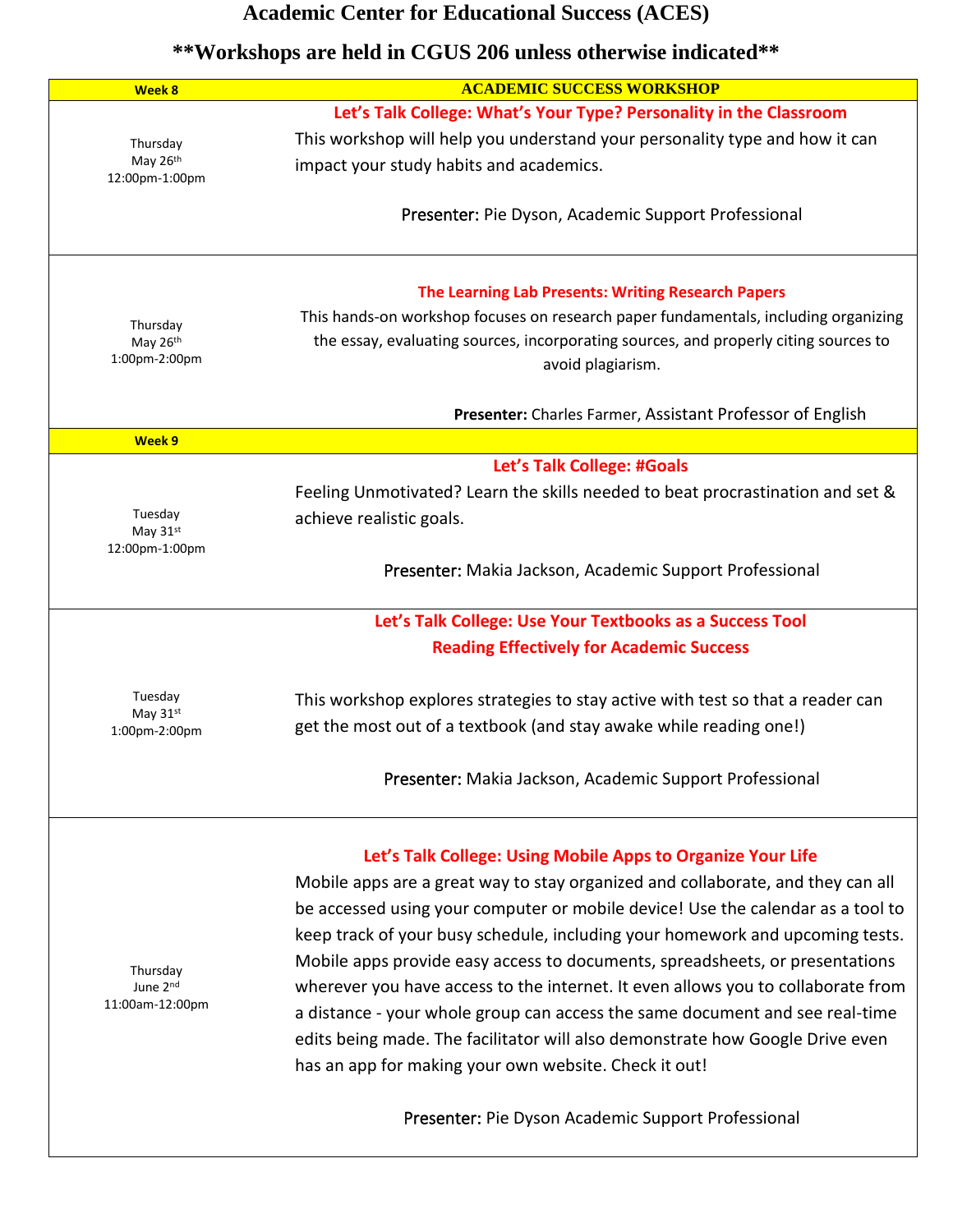# Academic Center for Educational Success (ACES)

## **Workshops are held in CGUS 206 unless otherwise indicated**

| Week 8 | ACADEMIC SUCCESS WORKSHOP |
|---|---|
| Thursday May 26th 12:00pm-1:00pm | **Let's Talk College: What's Your Type? Personality in the Classroom** This workshop will help you understand your personality type and how it can impact your study habits and academics. Presenter: Pie Dyson, Academic Support Professional |
| Thursday May 26th 1:00pm-2:00pm | **The Learning Lab Presents: Writing Research Papers** This hands-on workshop focuses on research paper fundamentals, including organizing the essay, evaluating sources, incorporating sources, and properly citing sources to avoid plagiarism. **Presenter:** Charles Farmer, Assistant Professor of English |
| **Week 9** | |
| Tuesday May 31st 12:00pm-1:00pm | **Let's Talk College: #Goals** Feeling Unmotivated? Learn the skills needed to beat procrastination and set & achieve realistic goals. Presenter: Makia Jackson, Academic Support Professional |
| Tuesday May 31st 1:00pm-2:00pm | **Let's Talk College: Use Your Textbooks as a Success Tool Reading Effectively for Academic Success** This workshop explores strategies to stay active with test so that a reader can get the most out of a textbook (and stay awake while reading one!) Presenter: Makia Jackson, Academic Support Professional |
| Thursday June 2nd 11:00am-12:00pm | **Let's Talk College: Using Mobile Apps to Organize Your Life** Mobile apps are a great way to stay organized and collaborate, and they can all be accessed using your computer or mobile device! Use the calendar as a tool to keep track of your busy schedule, including your homework and upcoming tests. Mobile apps provide easy access to documents, spreadsheets, or presentations wherever you have access to the internet. It even allows you to collaborate from a distance - your whole group can access the same document and see real-time edits being made. The facilitator will also demonstrate how Google Drive even has an app for making your own website. Check it out! Presenter: Pie Dyson Academic Support Professional |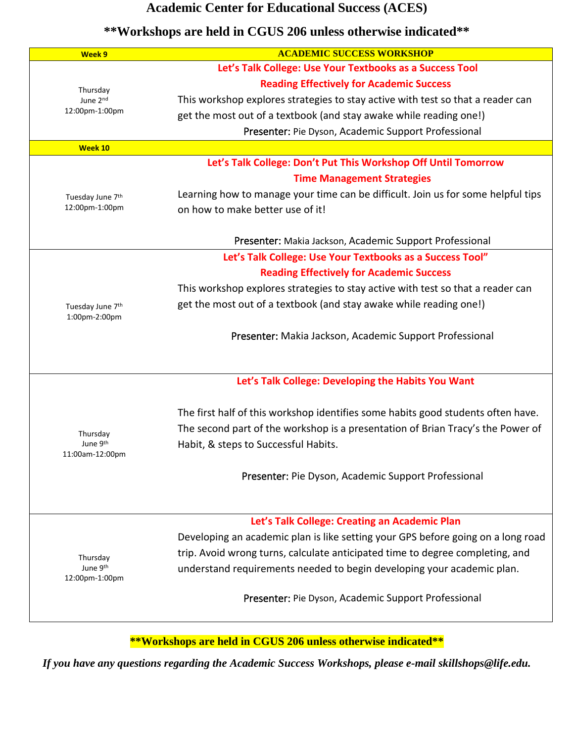# Academic Center for Educational Success (ACES)

## **Workshops are held in CGUS 206 unless otherwise indicated**

| Week 9 | ACADEMIC SUCCESS WORKSHOP |
|---|---|
| Thursday June 2nd 12:00pm-1:00pm | **Let's Talk College: Use Your Textbooks as a Success Tool**<br>**Reading Effectively for Academic Success**<br>This workshop explores strategies to stay active with test so that a reader can get the most out of a textbook (and stay awake while reading one!)<br>Presenter: Pie Dyson, Academic Support Professional |
| **Week 10** | |
| Tuesday June 7th 12:00pm-1:00pm | **Let's Talk College: Don't Put This Workshop Off Until Tomorrow**<br>**Time Management Strategies**<br>Learning how to manage your time can be difficult. Join us for some helpful tips on how to make better use of it!<br>Presenter: Makia Jackson, Academic Support Professional |
| Tuesday June 7th 1:00pm-2:00pm | **Let's Talk College: Use Your Textbooks as a Success Tool"**<br>**Reading Effectively for Academic Success**<br>This workshop explores strategies to stay active with test so that a reader can get the most out of a textbook (and stay awake while reading one!)<br>Presenter: Makia Jackson, Academic Support Professional |
| Thursday June 9th 11:00am-12:00pm | **Let's Talk College: Developing the Habits You Want**<br>The first half of this workshop identifies some habits good students often have. The second part of the workshop is a presentation of Brian Tracy's the Power of Habit, & steps to Successful Habits.<br>Presenter: Pie Dyson, Academic Support Professional |
| Thursday June 9th 12:00pm-1:00pm | **Let's Talk College: Creating an Academic Plan**<br>Developing an academic plan is like setting your GPS before going on a long road trip. Avoid wrong turns, calculate anticipated time to degree completing, and understand requirements needed to begin developing your academic plan.<br>Presenter: Pie Dyson, Academic Support Professional |

**Workshops are held in CGUS 206 unless otherwise indicated**

***If you have any questions regarding the Academic Success Workshops, please e-mail skillshops@life.edu.***